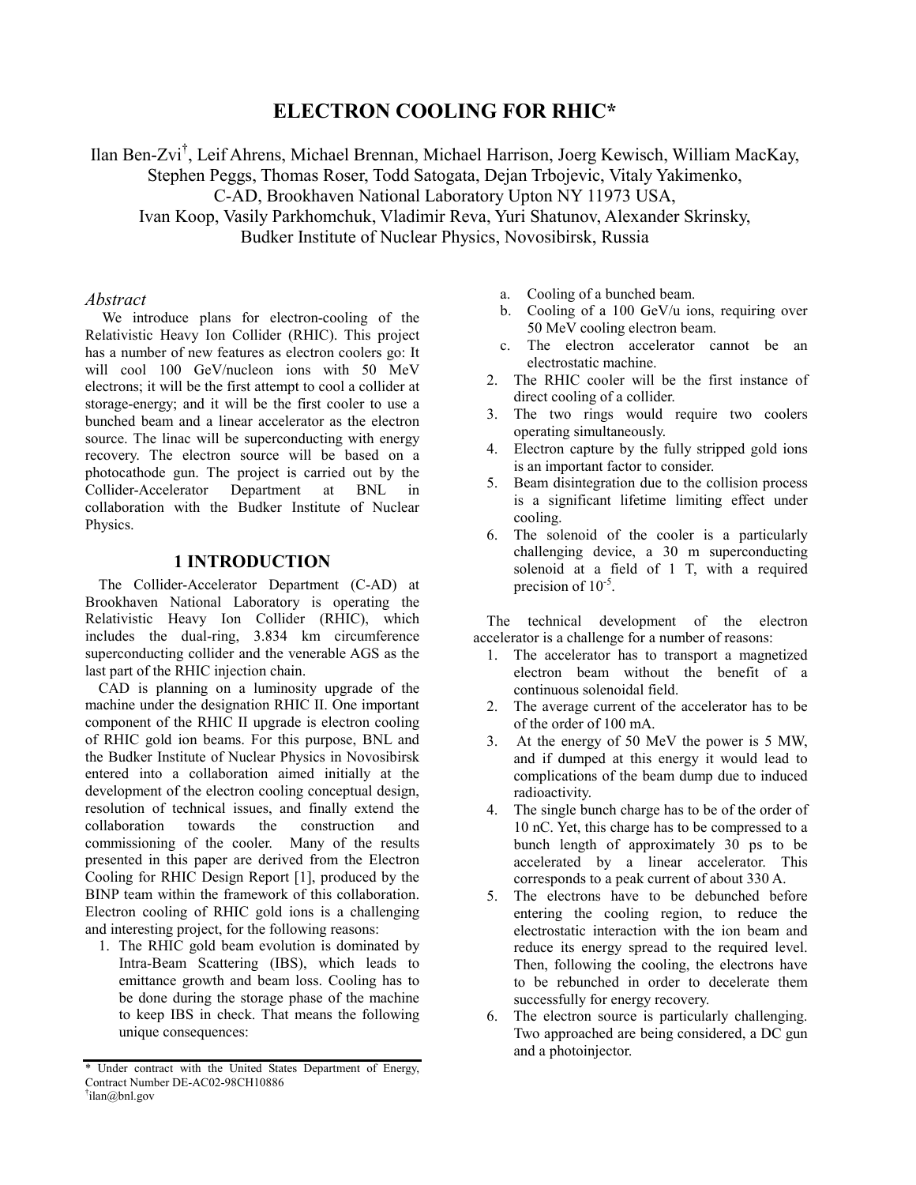# ELECTRON COOLING FOR RHIC*

Ilan Ben-Zvi[†], Leif Ahrens, Michael Brennan, Michael Harrison, Joerg Kewisch, William MacKay, Stephen Peggs, Thomas Roser, Todd Satogata, Dejan Trbojevic, Vitaly Yakimenko, C-AD, Brookhaven National Laboratory Upton NY 11973 USA,
Ivan Koop, Vasily Parkhomchuk, Vladimir Reva, Yuri Shatunov, Alexander Skrinsky, Budker Institute of Nuclear Physics, Novosibirsk, Russia

### *Abstract*

We introduce plans for electron-cooling of the Relativistic Heavy Ion Collider (RHIC). This project has a number of new features as electron coolers go: It will cool 100 GeV/nucleon ions with 50 MeV electrons; it will be the first attempt to cool a collider at storage-energy; and it will be the first cooler to use a bunched beam and a linear accelerator as the electron source. The linac will be superconducting with energy recovery. The electron source will be based on a photocathode gun. The project is carried out by the Collider-Accelerator Department at BNL in collaboration with the Budker Institute of Nuclear Physics.

## 1 INTRODUCTION

The Collider-Accelerator Department (C-AD) at Brookhaven National Laboratory is operating the Relativistic Heavy Ion Collider (RHIC), which includes the dual-ring, 3.834 km circumference superconducting collider and the venerable AGS as the last part of the RHIC injection chain.

CAD is planning on a luminosity upgrade of the machine under the designation RHIC II. One important component of the RHIC II upgrade is electron cooling of RHIC gold ion beams. For this purpose, BNL and the Budker Institute of Nuclear Physics in Novosibirsk entered into a collaboration aimed initially at the development of the electron cooling conceptual design, resolution of technical issues, and finally extend the collaboration towards the construction and commissioning of the cooler. Many of the results presented in this paper are derived from the Electron Cooling for RHIC Design Report [1], produced by the BINP team within the framework of this collaboration. Electron cooling of RHIC gold ions is a challenging and interesting project, for the following reasons:

1. The RHIC gold beam evolution is dominated by Intra-Beam Scattering (IBS), which leads to emittance growth and beam loss. Cooling has to be done during the storage phase of the machine to keep IBS in check. That means the following unique consequences:
   a. Cooling of a bunched beam.
   b. Cooling of a 100 GeV/u ions, requiring over 50 MeV cooling electron beam.
   c. The electron accelerator cannot be an electrostatic machine.
2. The RHIC cooler will be the first instance of direct cooling of a collider.
3. The two rings would require two coolers operating simultaneously.
4. Electron capture by the fully stripped gold ions is an important factor to consider.
5. Beam disintegration due to the collision process is a significant lifetime limiting effect under cooling.
6. The solenoid of the cooler is a particularly challenging device, a 30 m superconducting solenoid at a field of 1 T, with a required precision of $10^{-5}$.

The technical development of the electron accelerator is a challenge for a number of reasons:

1. The accelerator has to transport a magnetized electron beam without the benefit of a continuous solenoidal field.
2. The average current of the accelerator has to be of the order of 100 mA.
3. At the energy of 50 MeV the power is 5 MW, and if dumped at this energy it would lead to complications of the beam dump due to induced radioactivity.
4. The single bunch charge has to be of the order of 10 nC. Yet, this charge has to be compressed to a bunch length of approximately 30 ps to be accelerated by a linear accelerator. This corresponds to a peak current of about 330 A.
5. The electrons have to be debunched before entering the cooling region, to reduce the electrostatic interaction with the ion beam and reduce its energy spread to the required level. Then, following the cooling, the electrons have to be rebunched in order to decelerate them successfully for energy recovery.
6. The electron source is particularly challenging. Two approached are being considered, a DC gun and a photoinjector.

---

\* Under contract with the United States Department of Energy, Contract Number DE-AC02-98CH10886

[†] ilan@bnl.gov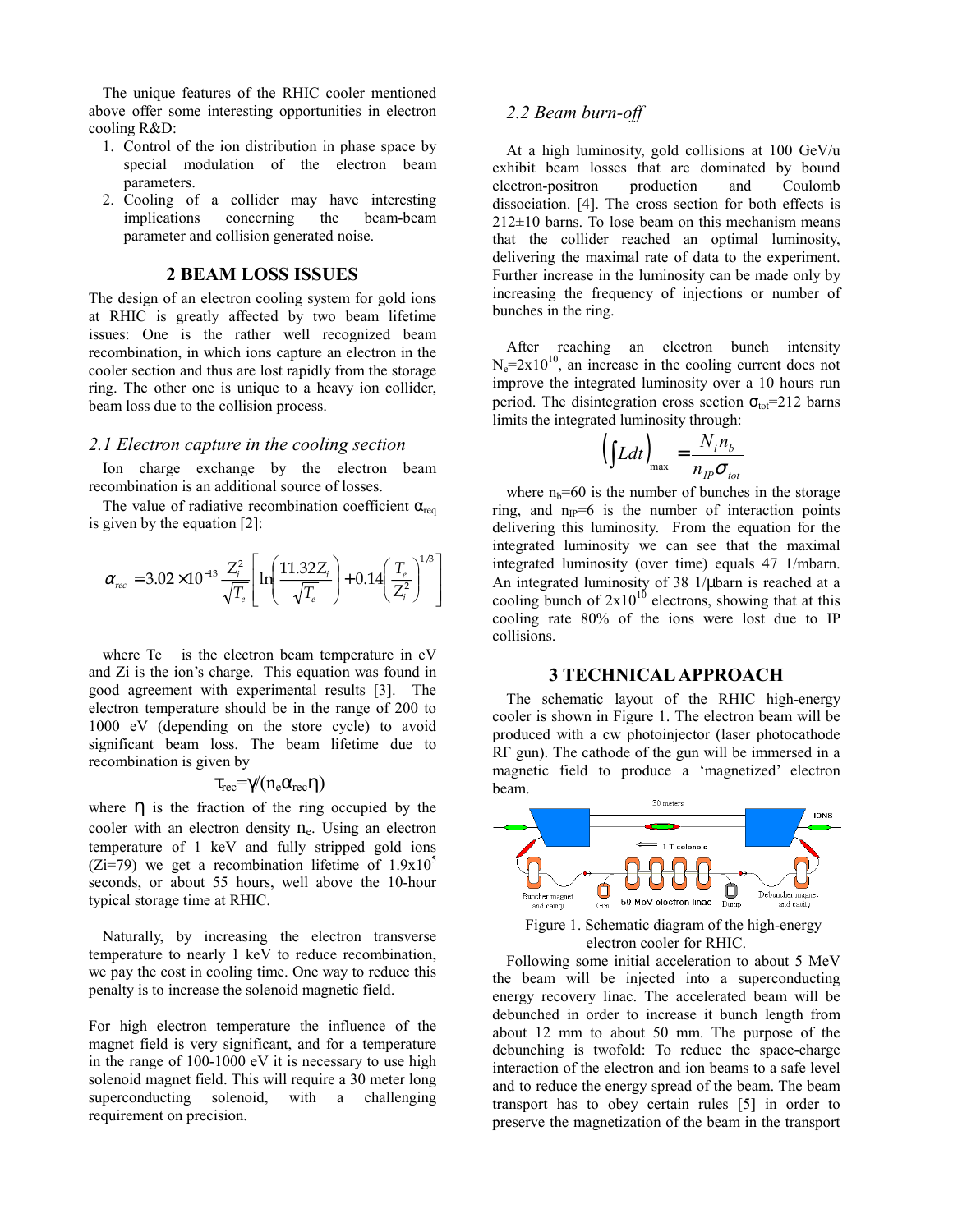The unique features of the RHIC cooler mentioned above offer some interesting opportunities in electron cooling R&D:

1. Control of the ion distribution in phase space by special modulation of the electron beam parameters.
2. Cooling of a collider may have interesting implications concerning the beam-beam parameter and collision generated noise.

## 2 BEAM LOSS ISSUES

The design of an electron cooling system for gold ions at RHIC is greatly affected by two beam lifetime issues: One is the rather well recognized beam recombination, in which ions capture an electron in the cooler section and thus are lost rapidly from the storage ring. The other one is unique to a heavy ion collider, beam loss due to the collision process.

### *2.1 Electron capture in the cooling section*

Ion charge exchange by the electron beam recombination is an additional source of losses.

The value of radiative recombination coefficient $\alpha_{req}$ is given by the equation [2]:

$$\alpha_{rec} = 3.02\times10^{-13}\,\frac{Z_i^2}{\sqrt{T_e}}\left[\ln\left(\frac{11.32 Z_i}{\sqrt{T_e}}\right)+0.14\left(\frac{T_e}{Z_i^2}\right)^{1/3}\right]$$

where Te is the electron beam temperature in eV and Zi is the ion's charge. This equation was found in good agreement with experimental results [3]. The electron temperature should be in the range of 200 to 1000 eV (depending on the store cycle) to avoid significant beam loss. The beam lifetime due to recombination is given by

$$\tau_{rec}=\gamma/(n_e\alpha_{rec}\eta)$$

where $\eta$ is the fraction of the ring occupied by the cooler with an electron density $n_e$. Using an electron temperature of 1 keV and fully stripped gold ions (Zi=79) we get a recombination lifetime of $1.9\times10^5$ seconds, or about 55 hours, well above the 10-hour typical storage time at RHIC.

Naturally, by increasing the electron transverse temperature to nearly 1 keV to reduce recombination, we pay the cost in cooling time. One way to reduce this penalty is to increase the solenoid magnetic field.

For high electron temperature the influence of the magnet field is very significant, and for a temperature in the range of 100-1000 eV it is necessary to use high solenoid magnet field. This will require a 30 meter long superconducting solenoid, with a challenging requirement on precision.

### *2.2 Beam burn-off*

At a high luminosity, gold collisions at 100 GeV/u exhibit beam losses that are dominated by bound electron-positron production and Coulomb dissociation. [4]. The cross section for both effects is 212±10 barns. To lose beam on this mechanism means that the collider reached an optimal luminosity, delivering the maximal rate of data to the experiment. Further increase in the luminosity can be made only by increasing the frequency of injections or number of bunches in the ring.

After reaching an electron bunch intensity $N_e=2\times10^{10}$, an increase in the cooling current does not improve the integrated luminosity over a 10 hours run period. The disintegration cross section $\sigma_{tot}$=212 barns limits the integrated luminosity through:

$$\left(\int L dt\right)_{\max} = \frac{N_i n_b}{n_{IP}\sigma_{tot}}$$

where $n_b$=60 is the number of bunches in the storage ring, and $n_{IP}$=6 is the number of interaction points delivering this luminosity. From the equation for the integrated luminosity we can see that the maximal integrated luminosity (over time) equals 47 1/mbarn. An integrated luminosity of 38 1/μbarn is reached at a cooling bunch of $2\times10^{10}$ electrons, showing that at this cooling rate 80% of the ions were lost due to IP collisions.

## 3 TECHNICAL APPROACH

The schematic layout of the RHIC high-energy cooler is shown in Figure 1. The electron beam will be produced with a cw photoinjector (laser photocathode RF gun). The cathode of the gun will be immersed in a magnetic field to produce a 'magnetized' electron beam.

Figure 1. Schematic diagram of the high-energy electron cooler for RHIC.

Following some initial acceleration to about 5 MeV the beam will be injected into a superconducting energy recovery linac. The accelerated beam will be debunched in order to increase it bunch length from about 12 mm to about 50 mm. The purpose of the debunching is twofold: To reduce the space-charge interaction of the electron and ion beams to a safe level and to reduce the energy spread of the beam. The beam transport has to obey certain rules [5] in order to preserve the magnetization of the beam in the transport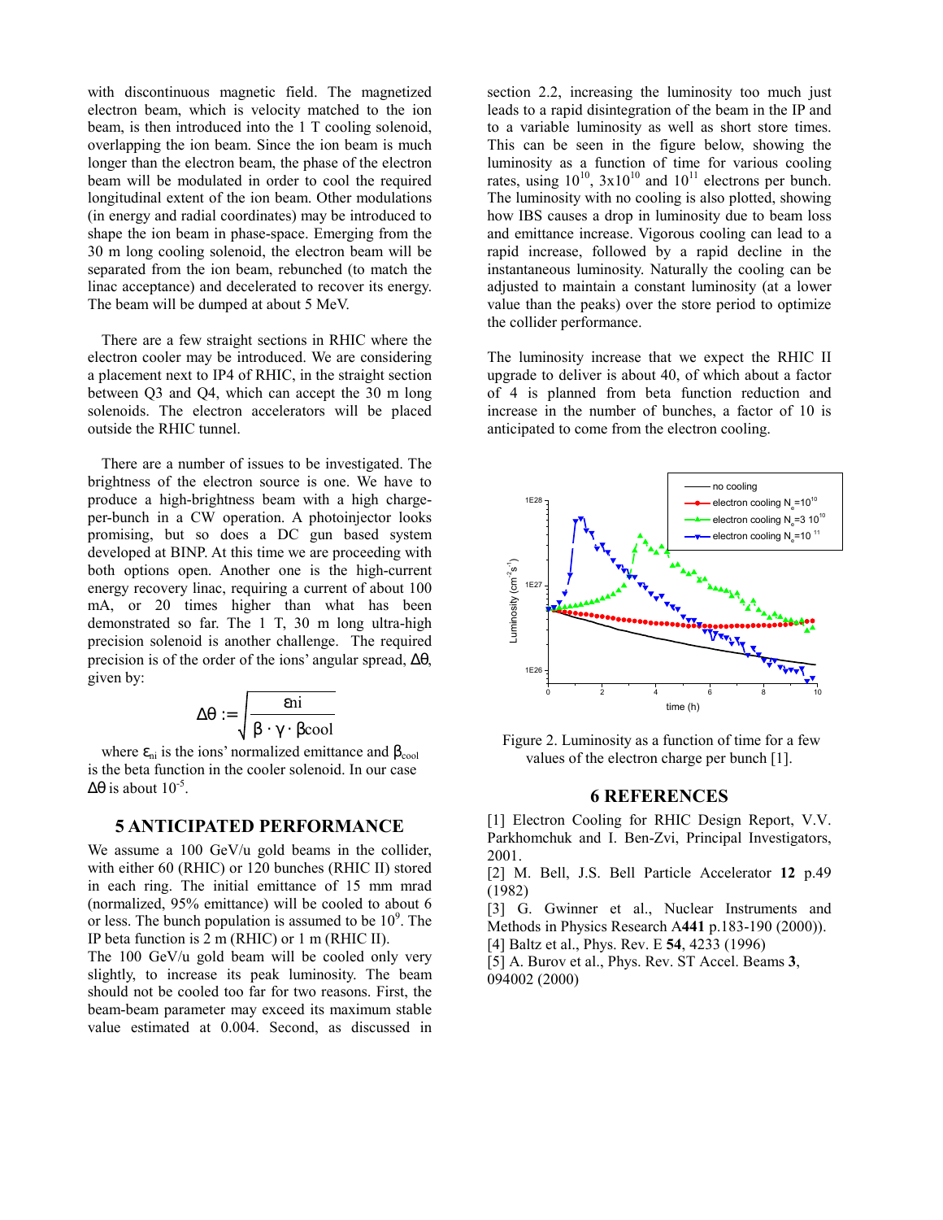with discontinuous magnetic field. The magnetized electron beam, which is velocity matched to the ion beam, is then introduced into the 1 T cooling solenoid, overlapping the ion beam. Since the ion beam is much longer than the electron beam, the phase of the electron beam will be modulated in order to cool the required longitudinal extent of the ion beam. Other modulations (in energy and radial coordinates) may be introduced to shape the ion beam in phase-space. Emerging from the 30 m long cooling solenoid, the electron beam will be separated from the ion beam, rebunched (to match the linac acceptance) and decelerated to recover its energy. The beam will be dumped at about 5 MeV.

There are a few straight sections in RHIC where the electron cooler may be introduced. We are considering a placement next to IP4 of RHIC, in the straight section between Q3 and Q4, which can accept the 30 m long solenoids. The electron accelerators will be placed outside the RHIC tunnel.

There are a number of issues to be investigated. The brightness of the electron source is one. We have to produce a high-brightness beam with a high charge-per-bunch in a CW operation. A photoinjector looks promising, but so does a DC gun based system developed at BINP. At this time we are proceeding with both options open. Another one is the high-current energy recovery linac, requiring a current of about 100 mA, or 20 times higher than what has been demonstrated so far. The 1 T, 30 m long ultra-high precision solenoid is another challenge. The required precision is of the order of the ions' angular spread, $\Delta\theta$, given by:

$$\Delta\theta := \sqrt{\frac{\varepsilon_{ni}}{\beta \cdot \gamma \cdot \beta_{cool}}}$$

where $\varepsilon_{ni}$ is the ions' normalized emittance and $\beta_{cool}$ is the beta function in the cooler solenoid. In our case $\Delta\theta$ is about $10^{-5}$.

## 5 ANTICIPATED PERFORMANCE

We assume a 100 GeV/u gold beams in the collider, with either 60 (RHIC) or 120 bunches (RHIC II) stored in each ring. The initial emittance of 15 mm mrad (normalized, 95% emittance) will be cooled to about 6 or less. The bunch population is assumed to be $10^9$. The IP beta function is 2 m (RHIC) or 1 m (RHIC II).
The 100 GeV/u gold beam will be cooled only very slightly, to increase its peak luminosity. The beam should not be cooled too far for two reasons. First, the beam-beam parameter may exceed its maximum stable value estimated at 0.004. Second, as discussed in section 2.2, increasing the luminosity too much just leads to a rapid disintegration of the beam in the IP and to a variable luminosity as well as short store times. This can be seen in the figure below, showing the luminosity as a function of time for various cooling rates, using $10^{10}$, $3\text{x}10^{10}$ and $10^{11}$ electrons per bunch. The luminosity with no cooling is also plotted, showing how IBS causes a drop in luminosity due to beam loss and emittance increase. Vigorous cooling can lead to a rapid increase, followed by a rapid decline in the instantaneous luminosity. Naturally the cooling can be adjusted to maintain a constant luminosity (at a lower value than the peaks) over the store period to optimize the collider performance.

The luminosity increase that we expect the RHIC II upgrade to deliver is about 40, of which about a factor of 4 is planned from beta function reduction and increase in the number of bunches, a factor of 10 is anticipated to come from the electron cooling.

no cooling
electron cooling $N_e=10^{10}$
electron cooling $N_e=3\ 10^{10}$
electron cooling $N_e=10^{11}$
Luminosity ($cm^{-2}s^{-1}$)
1E28
1E27
1E26
0
2
4
6
8
10
time (h)

Figure 2. Luminosity as a function of time for a few values of the electron charge per bunch [1].

## 6 REFERENCES

[1] Electron Cooling for RHIC Design Report, V.V. Parkhomchuk and I. Ben-Zvi, Principal Investigators, 2001.
[2] M. Bell, J.S. Bell Particle Accelerator **12** p.49 (1982)
[3] G. Gwinner et al., Nuclear Instruments and Methods in Physics Research A**441** p.183-190 (2000)).
[4] Baltz et al., Phys. Rev. E **54**, 4233 (1996)
[5] A. Burov et al., Phys. Rev. ST Accel. Beams **3**, 094002 (2000)